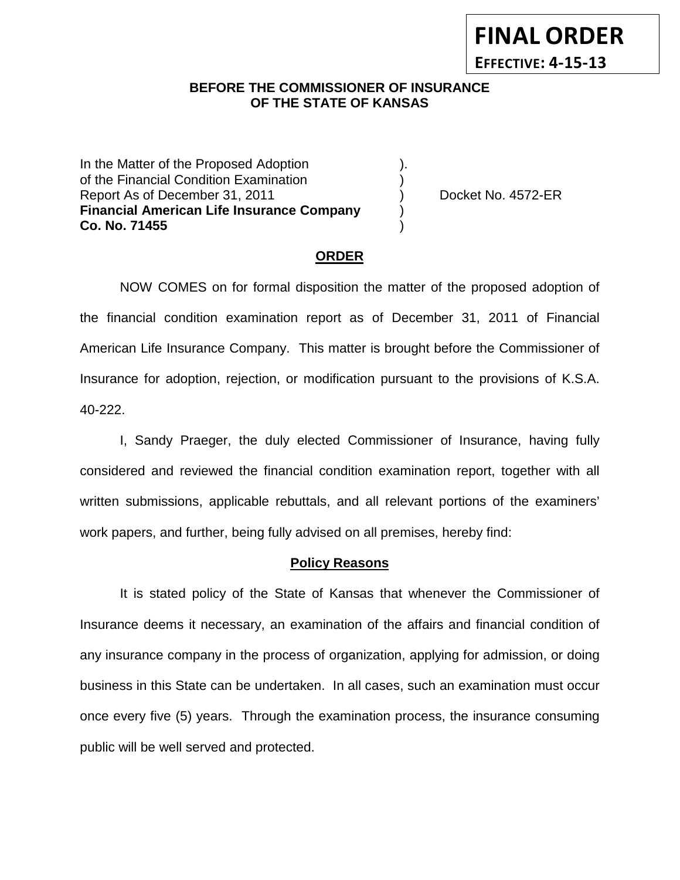**FINAL ORDER**

**EFFECTIVE: 4-15-13**

**BEFORE THE COMMISSIONER OF INSURANCE**
**OF THE STATE OF KANSAS**

In the Matter of the Proposed Adoption ).
of the Financial Condition Examination )
Report As of December 31, 2011 ) Docket No. 4572-ER
**Financial American Life Insurance Company** )
**Co. No. 71455** )

## ORDER

NOW COMES on for formal disposition the matter of the proposed adoption of the financial condition examination report as of December 31, 2011 of Financial American Life Insurance Company. This matter is brought before the Commissioner of Insurance for adoption, rejection, or modification pursuant to the provisions of K.S.A. 40-222.

I, Sandy Praeger, the duly elected Commissioner of Insurance, having fully considered and reviewed the financial condition examination report, together with all written submissions, applicable rebuttals, and all relevant portions of the examiners' work papers, and further, being fully advised on all premises, hereby find:

### Policy Reasons

It is stated policy of the State of Kansas that whenever the Commissioner of Insurance deems it necessary, an examination of the affairs and financial condition of any insurance company in the process of organization, applying for admission, or doing business in this State can be undertaken. In all cases, such an examination must occur once every five (5) years. Through the examination process, the insurance consuming public will be well served and protected.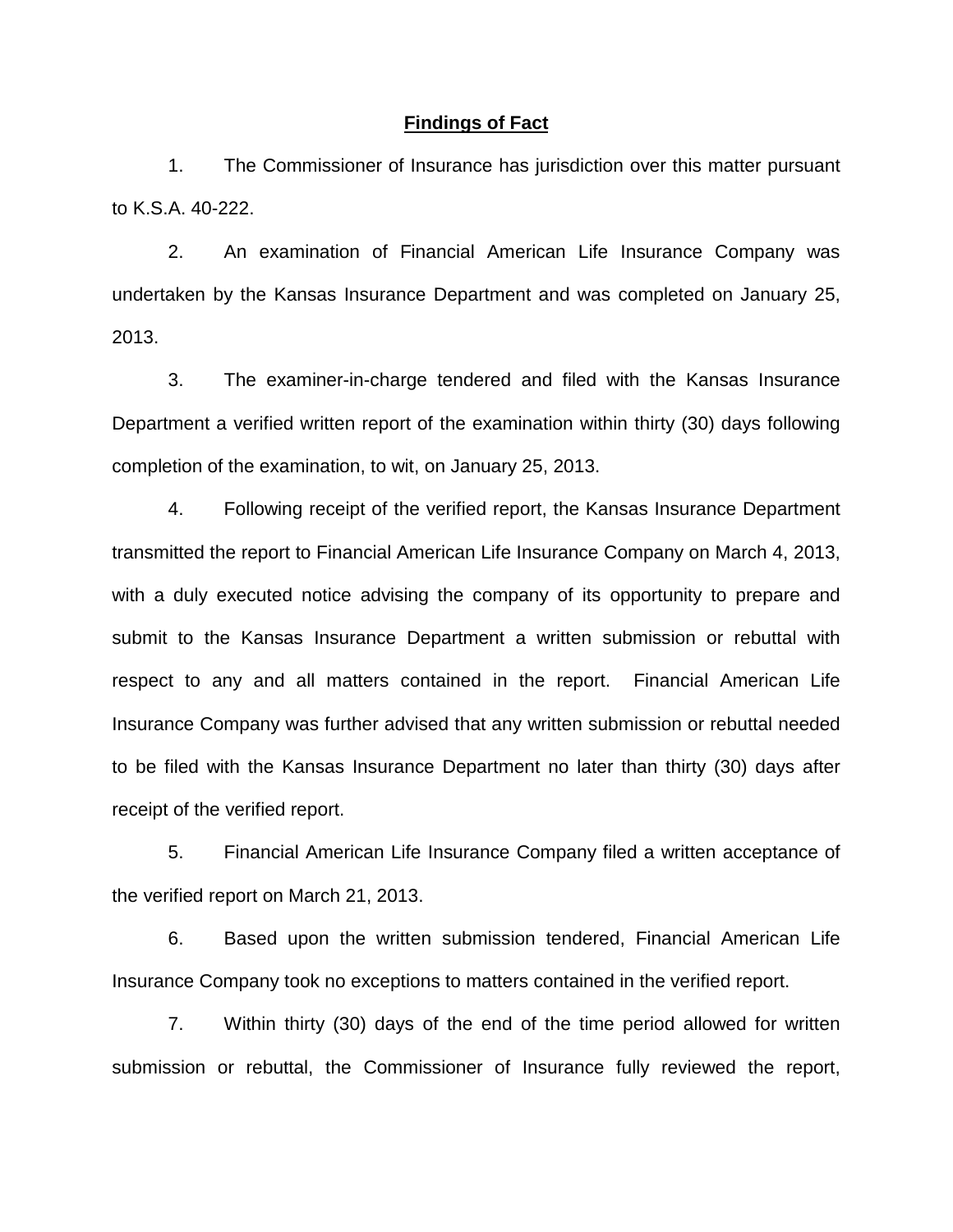## Findings of Fact

1. The Commissioner of Insurance has jurisdiction over this matter pursuant to K.S.A. 40-222.

2. An examination of Financial American Life Insurance Company was undertaken by the Kansas Insurance Department and was completed on January 25, 2013.

3. The examiner-in-charge tendered and filed with the Kansas Insurance Department a verified written report of the examination within thirty (30) days following completion of the examination, to wit, on January 25, 2013.

4. Following receipt of the verified report, the Kansas Insurance Department transmitted the report to Financial American Life Insurance Company on March 4, 2013, with a duly executed notice advising the company of its opportunity to prepare and submit to the Kansas Insurance Department a written submission or rebuttal with respect to any and all matters contained in the report. Financial American Life Insurance Company was further advised that any written submission or rebuttal needed to be filed with the Kansas Insurance Department no later than thirty (30) days after receipt of the verified report.

5. Financial American Life Insurance Company filed a written acceptance of the verified report on March 21, 2013.

6. Based upon the written submission tendered, Financial American Life Insurance Company took no exceptions to matters contained in the verified report.

7. Within thirty (30) days of the end of the time period allowed for written submission or rebuttal, the Commissioner of Insurance fully reviewed the report,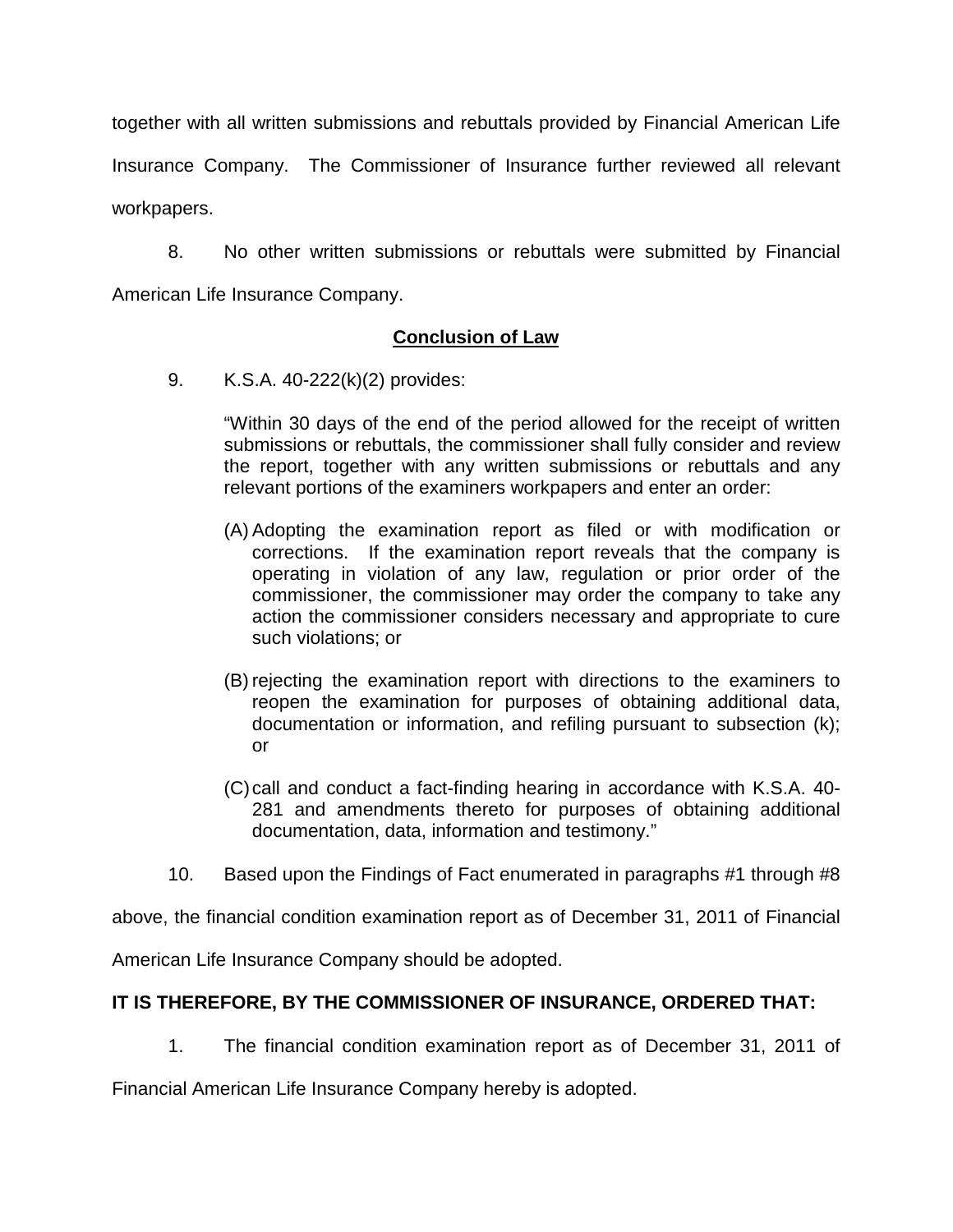together with all written submissions and rebuttals provided by Financial American Life Insurance Company. The Commissioner of Insurance further reviewed all relevant workpapers.

8. No other written submissions or rebuttals were submitted by Financial American Life Insurance Company.

## Conclusion of Law

9. K.S.A. 40-222(k)(2) provides:

> "Within 30 days of the end of the period allowed for the receipt of written submissions or rebuttals, the commissioner shall fully consider and review the report, together with any written submissions or rebuttals and any relevant portions of the examiners workpapers and enter an order:
>
> (A) Adopting the examination report as filed or with modification or corrections. If the examination report reveals that the company is operating in violation of any law, regulation or prior order of the commissioner, the commissioner may order the company to take any action the commissioner considers necessary and appropriate to cure such violations; or
>
> (B) rejecting the examination report with directions to the examiners to reopen the examination for purposes of obtaining additional data, documentation or information, and refiling pursuant to subsection (k); or
>
> (C) call and conduct a fact-finding hearing in accordance with K.S.A. 40-281 and amendments thereto for purposes of obtaining additional documentation, data, information and testimony."

10. Based upon the Findings of Fact enumerated in paragraphs #1 through #8 above, the financial condition examination report as of December 31, 2011 of Financial American Life Insurance Company should be adopted.

**IT IS THEREFORE, BY THE COMMISSIONER OF INSURANCE, ORDERED THAT:**

1. The financial condition examination report as of December 31, 2011 of Financial American Life Insurance Company hereby is adopted.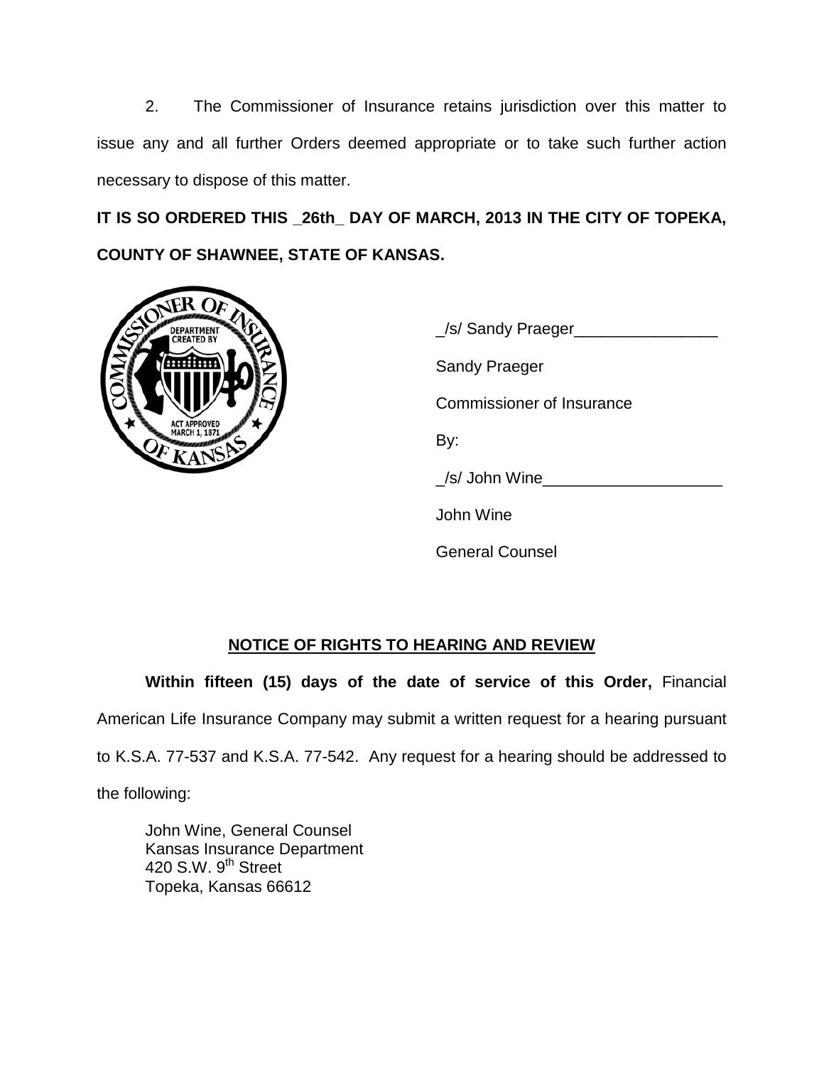2. The Commissioner of Insurance retains jurisdiction over this matter to issue any and all further Orders deemed appropriate or to take such further action necessary to dispose of this matter.

**IT IS SO ORDERED THIS _26th_ DAY OF MARCH, 2013 IN THE CITY OF TOPEKA, COUNTY OF SHAWNEE, STATE OF KANSAS.**

_/s/ Sandy Praeger________________

Sandy Praeger

Commissioner of Insurance

By:

_/s/ John Wine____________________

John Wine

General Counsel

## NOTICE OF RIGHTS TO HEARING AND REVIEW

**Within fifteen (15) days of the date of service of this Order,** Financial American Life Insurance Company may submit a written request for a hearing pursuant to K.S.A. 77-537 and K.S.A. 77-542. Any request for a hearing should be addressed to the following:

John Wine, General Counsel
Kansas Insurance Department
420 S.W. 9th Street
Topeka, Kansas 66612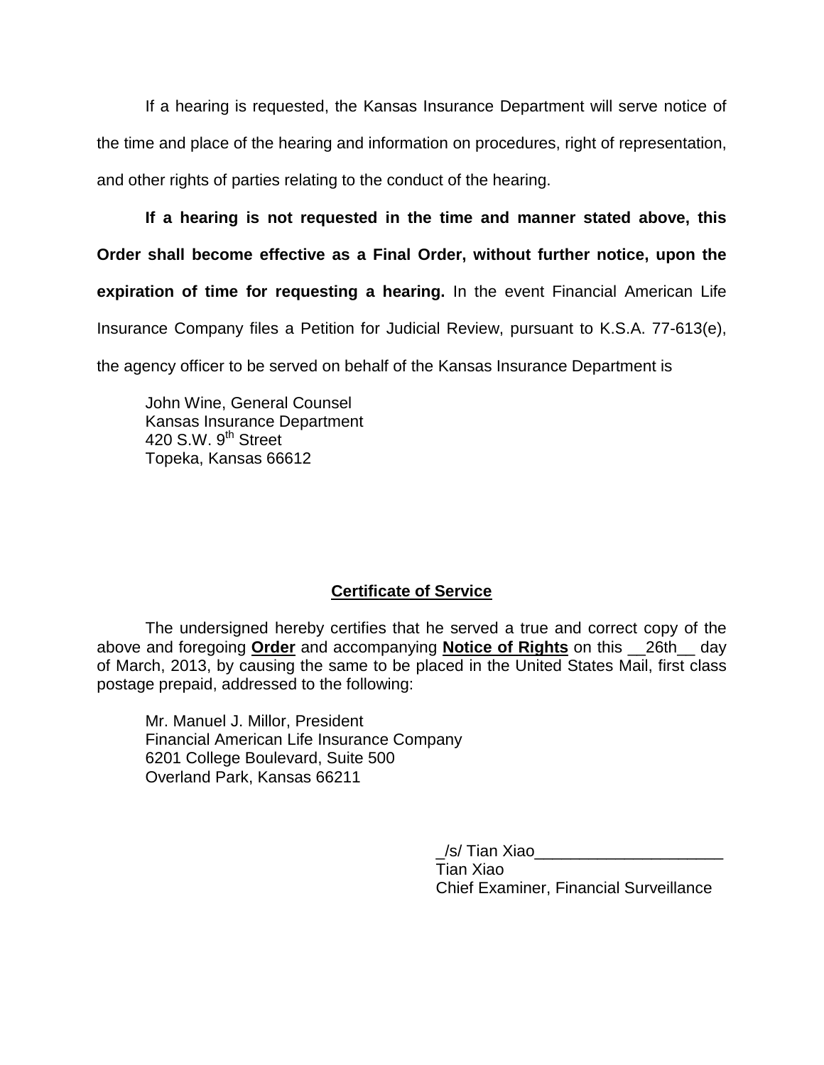If a hearing is requested, the Kansas Insurance Department will serve notice of the time and place of the hearing and information on procedures, right of representation, and other rights of parties relating to the conduct of the hearing.

**If a hearing is not requested in the time and manner stated above, this Order shall become effective as a Final Order, without further notice, upon the expiration of time for requesting a hearing.** In the event Financial American Life Insurance Company files a Petition for Judicial Review, pursuant to K.S.A. 77-613(e), the agency officer to be served on behalf of the Kansas Insurance Department is

John Wine, General Counsel
Kansas Insurance Department
420 S.W. 9th Street
Topeka, Kansas 66612

## Certificate of Service

The undersigned hereby certifies that he served a true and correct copy of the above and foregoing **Order** and accompanying **Notice of Rights** on this __26th__ day of March, 2013, by causing the same to be placed in the United States Mail, first class postage prepaid, addressed to the following:

Mr. Manuel J. Millor, President
Financial American Life Insurance Company
6201 College Boulevard, Suite 500
Overland Park, Kansas 66211

_/s/ Tian Xiao_____________________
Tian Xiao
Chief Examiner, Financial Surveillance